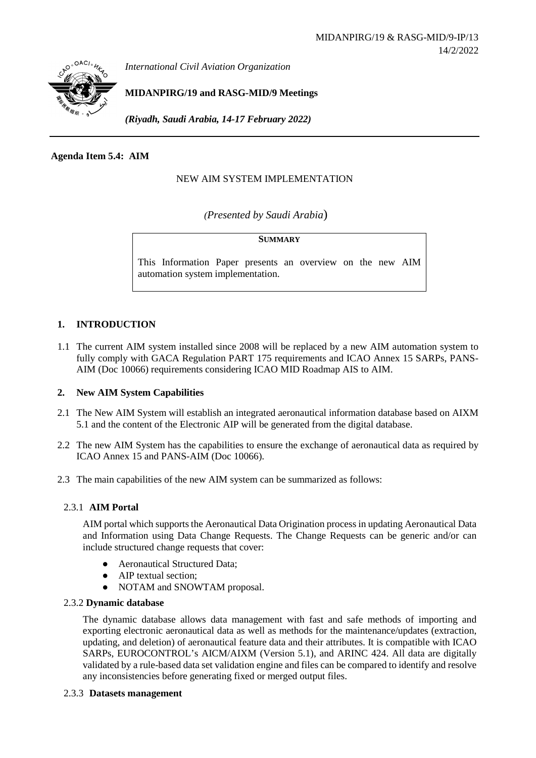MIDANPIRG/19 & RASG-MID/9-IP/13
14/2/2022

*International Civil Aviation Organization*

**MIDANPIRG/19 and RASG-MID/9 Meetings**

***(Riyadh, Saudi Arabia, 14-17 February 2022)***

---

**Agenda Item 5.4: AIM**

NEW AIM SYSTEM IMPLEMENTATION

*(Presented by Saudi Arabia)*

> **SUMMARY**
>
> This Information Paper presents an overview on the new AIM automation system implementation.

## 1. INTRODUCTION

1.1 The current AIM system installed since 2008 will be replaced by a new AIM automation system to fully comply with GACA Regulation PART 175 requirements and ICAO Annex 15 SARPs, PANS-AIM (Doc 10066) requirements considering ICAO MID Roadmap AIS to AIM.

## 2. New AIM System Capabilities

2.1 The New AIM System will establish an integrated aeronautical information database based on AIXM 5.1 and the content of the Electronic AIP will be generated from the digital database.

2.2 The new AIM System has the capabilities to ensure the exchange of aeronautical data as required by ICAO Annex 15 and PANS-AIM (Doc 10066).

2.3 The main capabilities of the new AIM system can be summarized as follows:

### 2.3.1 AIM Portal

AIM portal which supports the Aeronautical Data Origination process in updating Aeronautical Data and Information using Data Change Requests. The Change Requests can be generic and/or can include structured change requests that cover:

- Aeronautical Structured Data;
- AIP textual section;
- NOTAM and SNOWTAM proposal.

### 2.3.2 Dynamic database

The dynamic database allows data management with fast and safe methods of importing and exporting electronic aeronautical data as well as methods for the maintenance/updates (extraction, updating, and deletion) of aeronautical feature data and their attributes. It is compatible with ICAO SARPs, EUROCONTROL's AICM/AIXM (Version 5.1), and ARINC 424. All data are digitally validated by a rule-based data set validation engine and files can be compared to identify and resolve any inconsistencies before generating fixed or merged output files.

### 2.3.3 Datasets management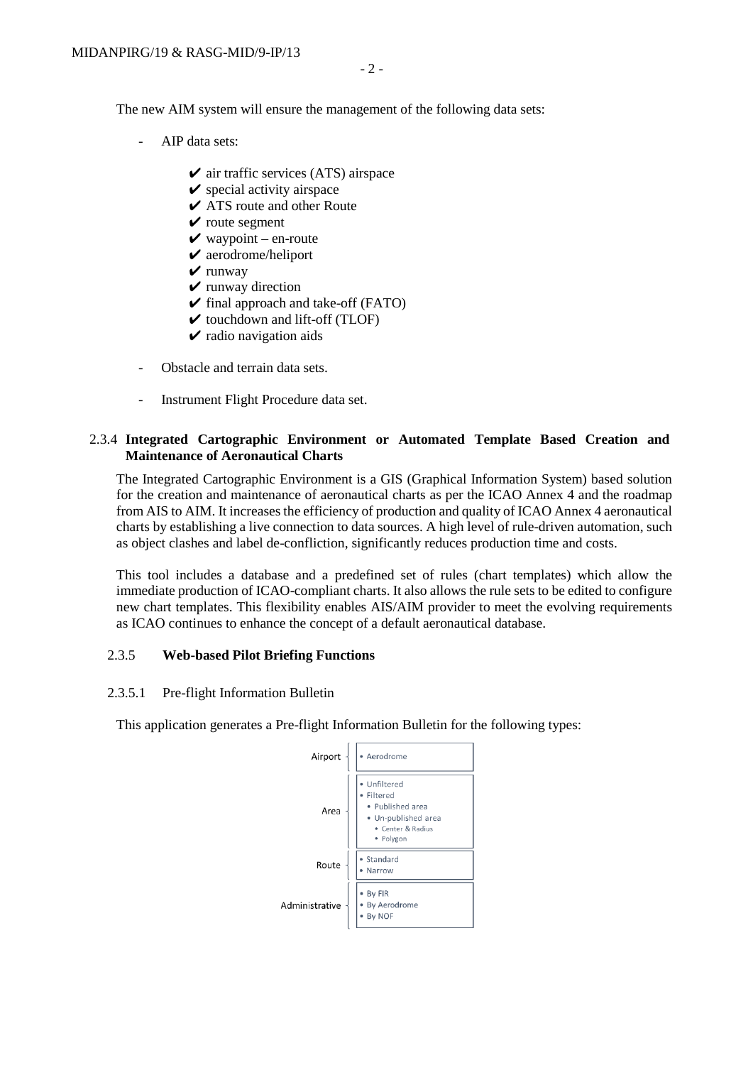The new AIM system will ensure the management of the following data sets:

- AIP data sets:
  - ✔ air traffic services (ATS) airspace
  - ✔ special activity airspace
  - ✔ ATS route and other Route
  - ✔ route segment
  - ✔ waypoint – en-route
  - ✔ aerodrome/heliport
  - ✔ runway
  - ✔ runway direction
  - ✔ final approach and take-off (FATO)
  - ✔ touchdown and lift-off (TLOF)
  - ✔ radio navigation aids
- Obstacle and terrain data sets.
- Instrument Flight Procedure data set.

### 2.3.4 Integrated Cartographic Environment or Automated Template Based Creation and Maintenance of Aeronautical Charts

The Integrated Cartographic Environment is a GIS (Graphical Information System) based solution for the creation and maintenance of aeronautical charts as per the ICAO Annex 4 and the roadmap from AIS to AIM. It increases the efficiency of production and quality of ICAO Annex 4 aeronautical charts by establishing a live connection to data sources. A high level of rule-driven automation, such as object clashes and label de-confliction, significantly reduces production time and costs.

This tool includes a database and a predefined set of rules (chart templates) which allow the immediate production of ICAO-compliant charts. It also allows the rule sets to be edited to configure new chart templates. This flexibility enables AIS/AIM provider to meet the evolving requirements as ICAO continues to enhance the concept of a default aeronautical database.

### 2.3.5 Web-based Pilot Briefing Functions

#### 2.3.5.1 Pre-flight Information Bulletin

This application generates a Pre-flight Information Bulletin for the following types:

- Airport
  - Aerodrome
- Area
  - Unfiltered
  - Filtered
    - Published area
    - Un-published area
      - Center & Radius
      - Polygon
- Route
  - Standard
  - Narrow
- Administrative
  - By FIR
  - By Aerodrome
  - By NOF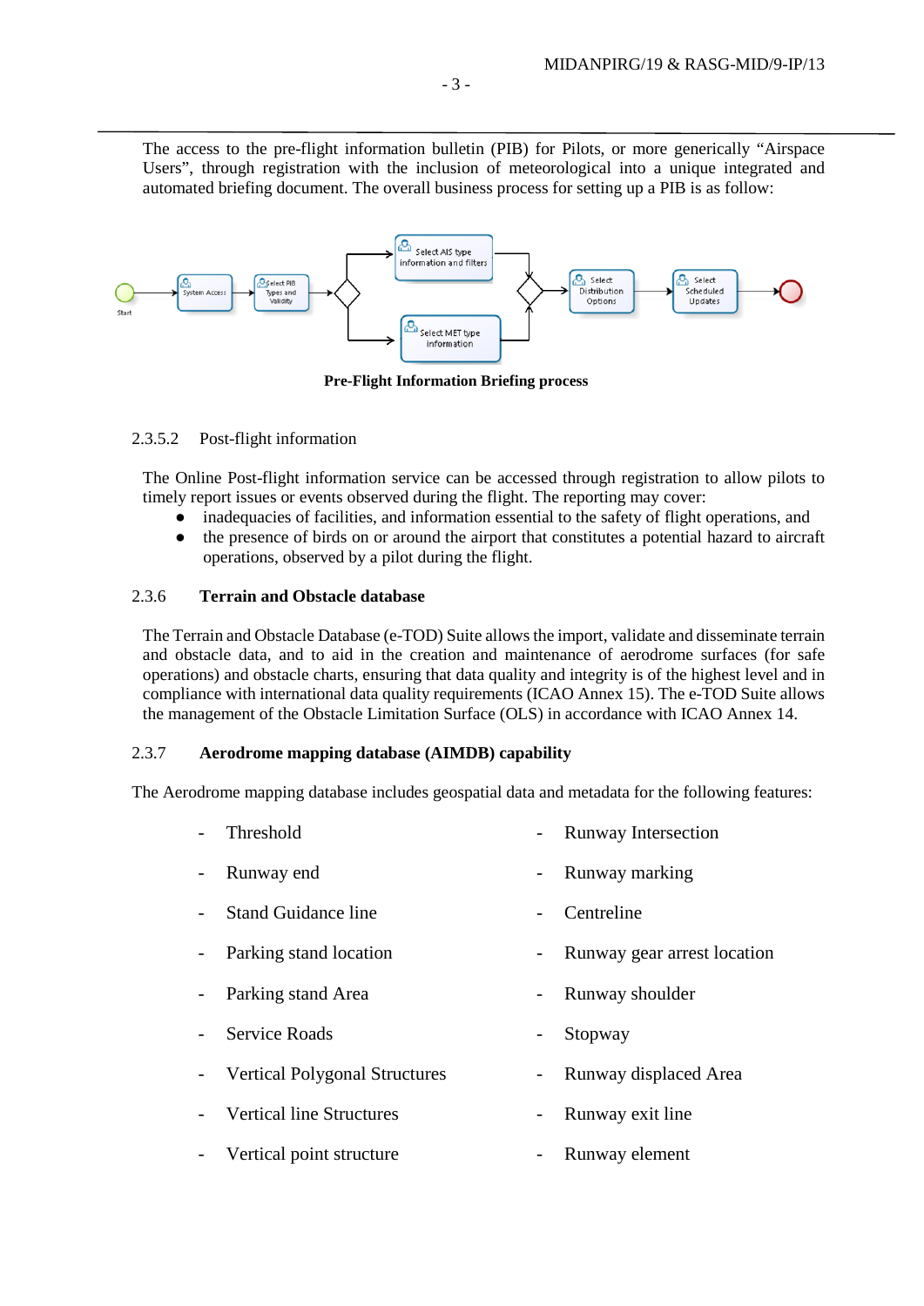The access to the pre-flight information bulletin (PIB) for Pilots, or more generically "Airspace Users", through registration with the inclusion of meteorological into a unique integrated and automated briefing document. The overall business process for setting up a PIB is as follow:

**Pre-Flight Information Briefing process**

2.3.5.2 Post-flight information

The Online Post-flight information service can be accessed through registration to allow pilots to timely report issues or events observed during the flight. The reporting may cover:

- inadequacies of facilities, and information essential to the safety of flight operations, and
- the presence of birds on or around the airport that constitutes a potential hazard to aircraft operations, observed by a pilot during the flight.

### 2.3.6 Terrain and Obstacle database

The Terrain and Obstacle Database (e-TOD) Suite allows the import, validate and disseminate terrain and obstacle data, and to aid in the creation and maintenance of aerodrome surfaces (for safe operations) and obstacle charts, ensuring that data quality and integrity is of the highest level and in compliance with international data quality requirements (ICAO Annex 15). The e-TOD Suite allows the management of the Obstacle Limitation Surface (OLS) in accordance with ICAO Annex 14.

### 2.3.7 Aerodrome mapping database (AIMDB) capability

The Aerodrome mapping database includes geospatial data and metadata for the following features:

- Threshold
- Runway end
- Stand Guidance line
- Parking stand location
- Parking stand Area
- Service Roads
- Vertical Polygonal Structures
- Vertical line Structures
- Vertical point structure
- Runway Intersection
- Runway marking
- Centreline
- Runway gear arrest location
- Runway shoulder
- Stopway
- Runway displaced Area
- Runway exit line
- Runway element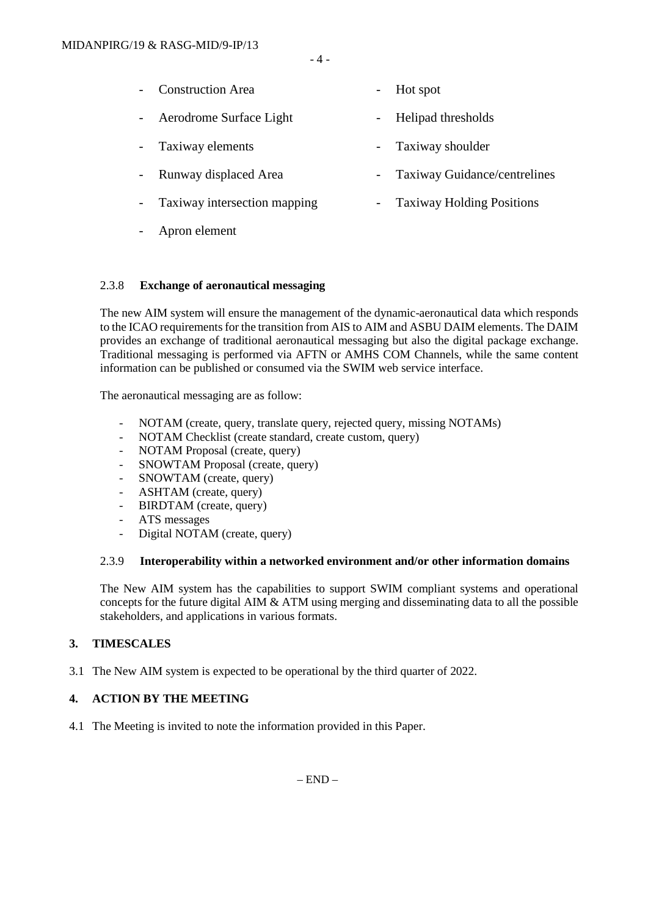- Construction Area
- Aerodrome Surface Light
- Taxiway elements
- Runway displaced Area
- Taxiway intersection mapping
- Apron element
- Hot spot
- Helipad thresholds
- Taxiway shoulder
- Taxiway Guidance/centrelines
- Taxiway Holding Positions

2.3.8 **Exchange of aeronautical messaging**

The new AIM system will ensure the management of the dynamic-aeronautical data which responds to the ICAO requirements for the transition from AIS to AIM and ASBU DAIM elements. The DAIM provides an exchange of traditional aeronautical messaging but also the digital package exchange. Traditional messaging is performed via AFTN or AMHS COM Channels, while the same content information can be published or consumed via the SWIM web service interface.

The aeronautical messaging are as follow:

- NOTAM (create, query, translate query, rejected query, missing NOTAMs)
- NOTAM Checklist (create standard, create custom, query)
- NOTAM Proposal (create, query)
- SNOWTAM Proposal (create, query)
- SNOWTAM (create, query)
- ASHTAM (create, query)
- BIRDTAM (create, query)
- ATS messages
- Digital NOTAM (create, query)

2.3.9 **Interoperability within a networked environment and/or other information domains**

The New AIM system has the capabilities to support SWIM compliant systems and operational concepts for the future digital AIM & ATM using merging and disseminating data to all the possible stakeholders, and applications in various formats.

## 3. TIMESCALES

3.1 The New AIM system is expected to be operational by the third quarter of 2022.

## 4. ACTION BY THE MEETING

4.1 The Meeting is invited to note the information provided in this Paper.

– END –